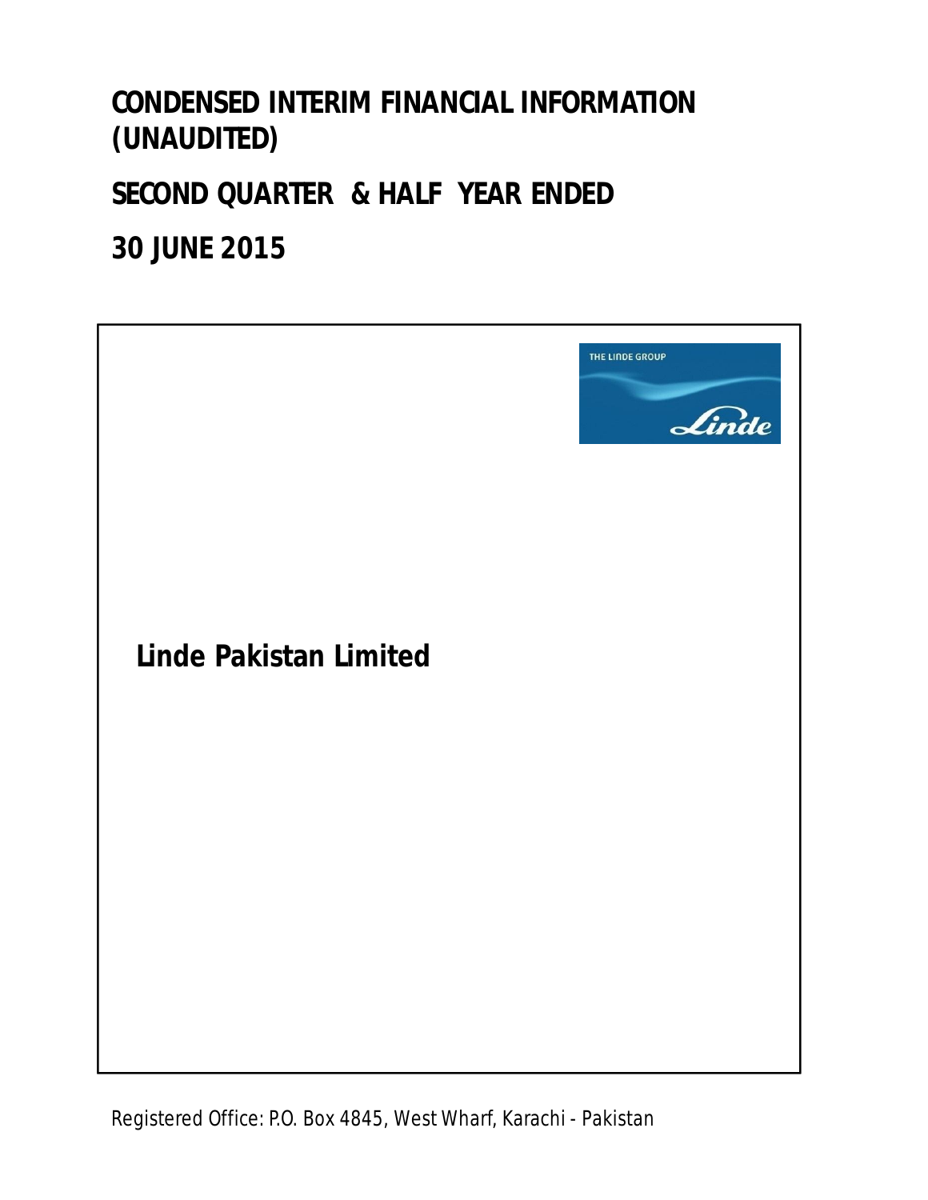# CONDENSED INTERIM FINANCIAL INFORMATION (UNAUDITED)

## SECOND QUARTER & HALF YEAR ENDED

## 30 JUNE 2015

THE LINDE GROUP

Linde

## Linde Pakistan Limited

Registered Office: P.O. Box 4845, West Wharf, Karachi - Pakistan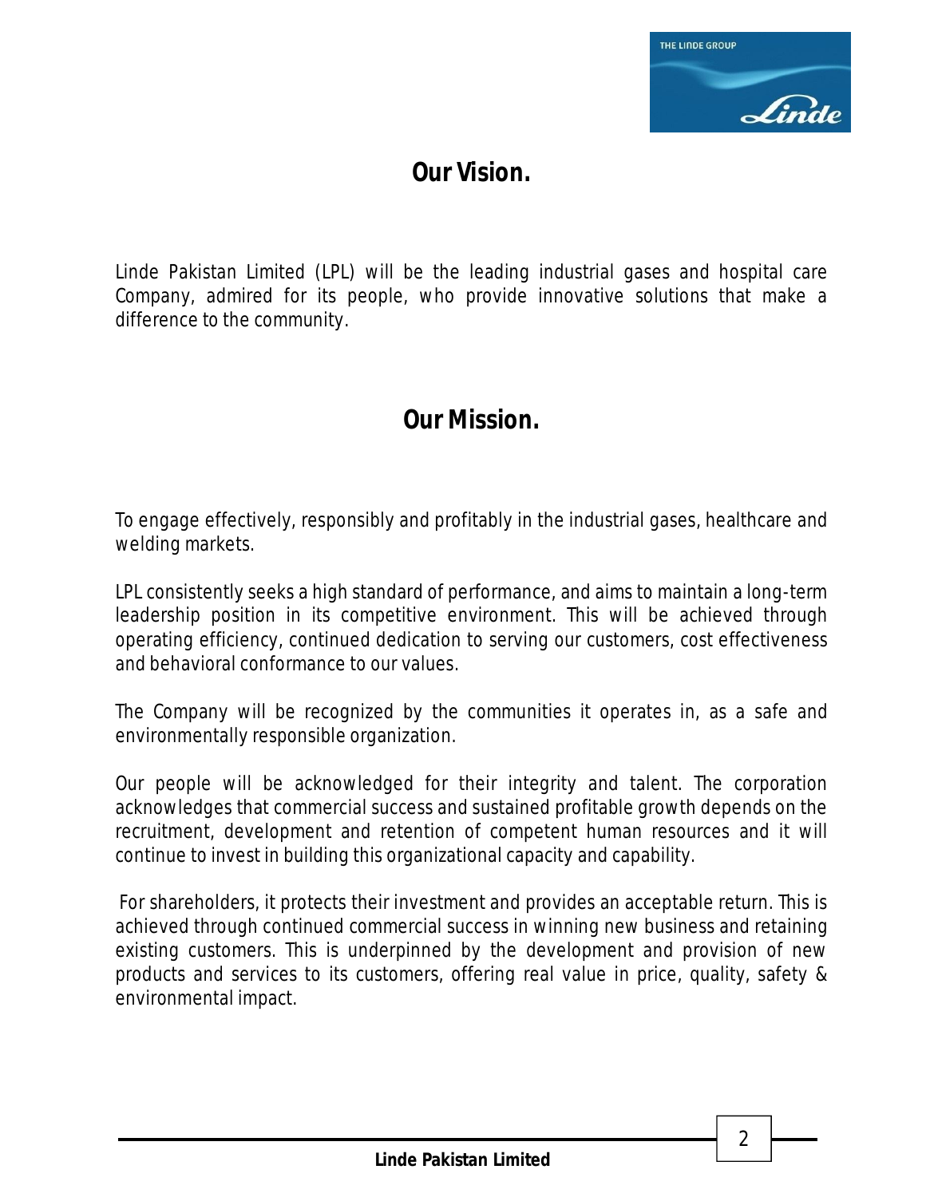## Our Vision.

Linde Pakistan Limited (LPL) will be the leading industrial gases and hospital care Company, admired for its people, who provide innovative solutions that make a difference to the community.

## Our Mission.

To engage effectively, responsibly and profitably in the industrial gases, healthcare and welding markets.

LPL consistently seeks a high standard of performance, and aims to maintain a long-term leadership position in its competitive environment. This will be achieved through operating efficiency, continued dedication to serving our customers, cost effectiveness and behavioral conformance to our values.

The Company will be recognized by the communities it operates in, as a safe and environmentally responsible organization.

Our people will be acknowledged for their integrity and talent. The corporation acknowledges that commercial success and sustained profitable growth depends on the recruitment, development and retention of competent human resources and it will continue to invest in building this organizational capacity and capability.

For shareholders, it protects their investment and provides an acceptable return. This is achieved through continued commercial success in winning new business and retaining existing customers. This is underpinned by the development and provision of new products and services to its customers, offering real value in price, quality, safety & environmental impact.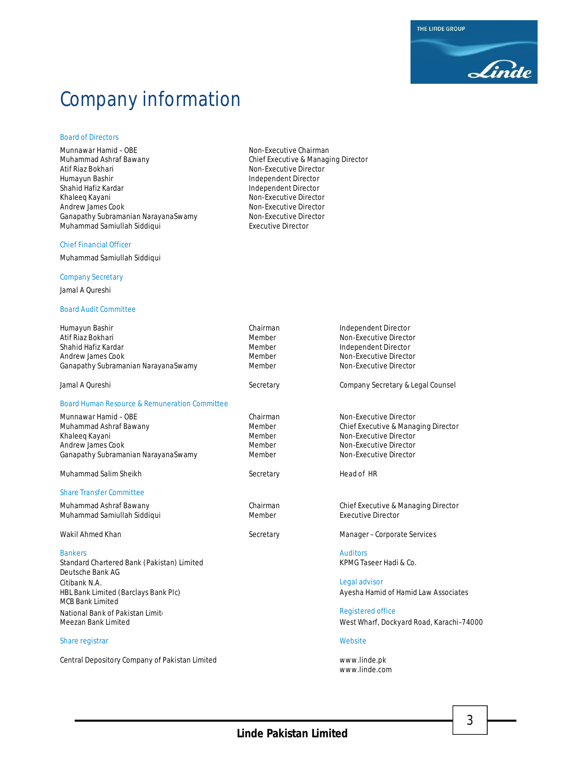# Company information

## Board of Directors

| | |
|---|---|
| Munnawar Hamid – OBE | Non-Executive Chairman |
| Muhammad Ashraf Bawany | Chief Executive & Managing Director |
| Atif Riaz Bokhari | Non-Executive Director |
| Humayun Bashir | Independent Director |
| Shahid Hafiz Kardar | Independent Director |
| Khaleeq Kayani | Non-Executive Director |
| Andrew James Cook | Non-Executive Director |
| Ganapathy Subramanian NarayanaSwamy | Non-Executive Director |
| Muhammad Samiullah Siddiqui | Executive Director |

## Chief Financial Officer

Muhammad Samiullah Siddiqui

## Company Secretary

Jamal A Qureshi

## Board Audit Committee

| | | |
|---|---|---|
| Humayun Bashir | Chairman | Independent Director |
| Atif Riaz Bokhari | Member | Non-Executive Director |
| Shahid Hafiz Kardar | Member | Independent Director |
| Andrew James Cook | Member | Non-Executive Director |
| Ganapathy Subramanian NarayanaSwamy | Member | Non-Executive Director |
| Jamal A Qureshi | Secretary | Company Secretary & Legal Counsel |

## Board Human Resource & Remuneration Committee

| | | |
|---|---|---|
| Munnawar Hamid – OBE | Chairman | Non-Executive Director |
| Muhammad Ashraf Bawany | Member | Chief Executive & Managing Director |
| Khaleeq Kayani | Member | Non-Executive Director |
| Andrew James Cook | Member | Non-Executive Director |
| Ganapathy Subramanian NarayanaSwamy | Member | Non-Executive Director |
| Muhammad Salim Sheikh | Secretary | Head of HR |

## Share Transfer Committee

| | | |
|---|---|---|
| Muhammad Ashraf Bawany | Chairman | Chief Executive & Managing Director |
| Muhammad Samiullah Siddiqui | Member | Executive Director |
| Wakil Ahmed Khan | Secretary | Manager – Corporate Services |

## Bankers

Standard Chartered Bank (Pakistan) Limited
Deutsche Bank AG
Citibank N.A.
HBL Bank Limited (Barclays Bank Plc)
MCB Bank Limited
National Bank of Pakistan Limit
Meezan Bank Limited

## Auditors

KPMG Taseer Hadi & Co.

## Legal advisor

Ayesha Hamid of Hamid Law Associates

## Registered office

West Wharf, Dockyard Road, Karachi–74000

## Share registrar

Central Depository Company of Pakistan Limited

## Website

www.linde.pk
www.linde.com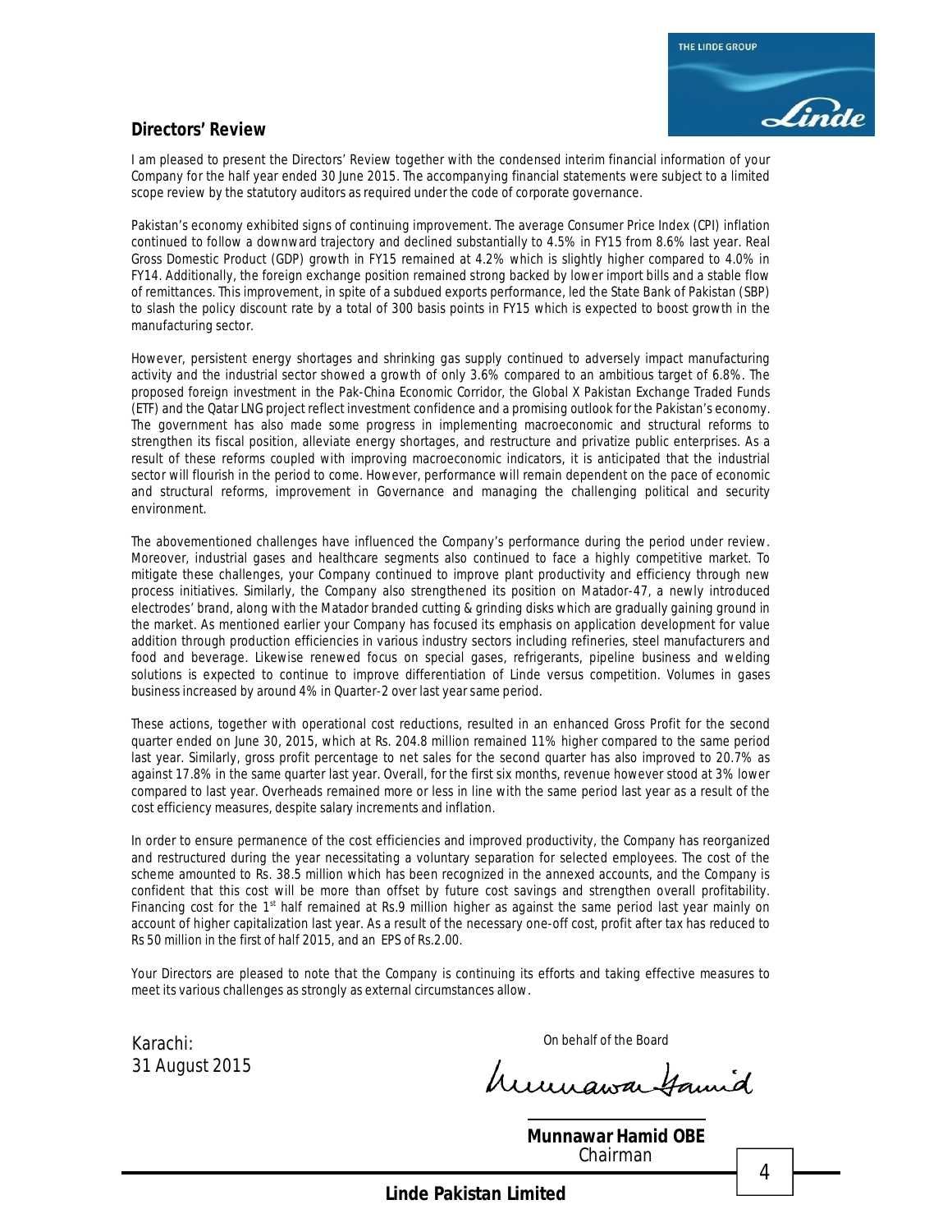## Directors' Review

I am pleased to present the Directors' Review together with the condensed interim financial information of your Company for the half year ended 30 June 2015. The accompanying financial statements were subject to a limited scope review by the statutory auditors as required under the code of corporate governance.

Pakistan's economy exhibited signs of continuing improvement. The average Consumer Price Index (CPI) inflation continued to follow a downward trajectory and declined substantially to 4.5% in FY15 from 8.6% last year. Real Gross Domestic Product (GDP) growth in FY15 remained at 4.2% which is slightly higher compared to 4.0% in FY14. Additionally, the foreign exchange position remained strong backed by lower import bills and a stable flow of remittances. This improvement, in spite of a subdued exports performance, led the State Bank of Pakistan (SBP) to slash the policy discount rate by a total of 300 basis points in FY15 which is expected to boost growth in the manufacturing sector.

However, persistent energy shortages and shrinking gas supply continued to adversely impact manufacturing activity and the industrial sector showed a growth of only 3.6% compared to an ambitious target of 6.8%. The proposed foreign investment in the Pak-China Economic Corridor, the Global X Pakistan Exchange Traded Funds (ETF) and the Qatar LNG project reflect investment confidence and a promising outlook for the Pakistan's economy. The government has also made some progress in implementing macroeconomic and structural reforms to strengthen its fiscal position, alleviate energy shortages, and restructure and privatize public enterprises. As a result of these reforms coupled with improving macroeconomic indicators, it is anticipated that the industrial sector will flourish in the period to come. However, performance will remain dependent on the pace of economic and structural reforms, improvement in Governance and managing the challenging political and security environment.

The abovementioned challenges have influenced the Company's performance during the period under review. Moreover, industrial gases and healthcare segments also continued to face a highly competitive market. To mitigate these challenges, your Company continued to improve plant productivity and efficiency through new process initiatives. Similarly, the Company also strengthened its position on Matador-47, a newly introduced electrodes' brand, along with the Matador branded cutting & grinding disks which are gradually gaining ground in the market. As mentioned earlier your Company has focused its emphasis on application development for value addition through production efficiencies in various industry sectors including refineries, steel manufacturers and food and beverage. Likewise renewed focus on special gases, refrigerants, pipeline business and welding solutions is expected to continue to improve differentiation of Linde versus competition. Volumes in gases business increased by around 4% in Quarter-2 over last year same period.

These actions, together with operational cost reductions, resulted in an enhanced Gross Profit for the second quarter ended on June 30, 2015, which at Rs. 204.8 million remained 11% higher compared to the same period last year. Similarly, gross profit percentage to net sales for the second quarter has also improved to 20.7% as against 17.8% in the same quarter last year. Overall, for the first six months, revenue however stood at 3% lower compared to last year. Overheads remained more or less in line with the same period last year as a result of the cost efficiency measures, despite salary increments and inflation.

In order to ensure permanence of the cost efficiencies and improved productivity, the Company has reorganized and restructured during the year necessitating a voluntary separation for selected employees. The cost of the scheme amounted to Rs. 38.5 million which has been recognized in the annexed accounts, and the Company is confident that this cost will be more than offset by future cost savings and strengthen overall profitability. Financing cost for the 1st half remained at Rs.9 million higher as against the same period last year mainly on account of higher capitalization last year. As a result of the necessary one-off cost, profit after tax has reduced to Rs 50 million in the first of half 2015, and an EPS of Rs.2.00.

Your Directors are pleased to note that the Company is continuing its efforts and taking effective measures to meet its various challenges as strongly as external circumstances allow.

Karachi:
31 August 2015

On behalf of the Board

**Munnawar Hamid OBE**
Chairman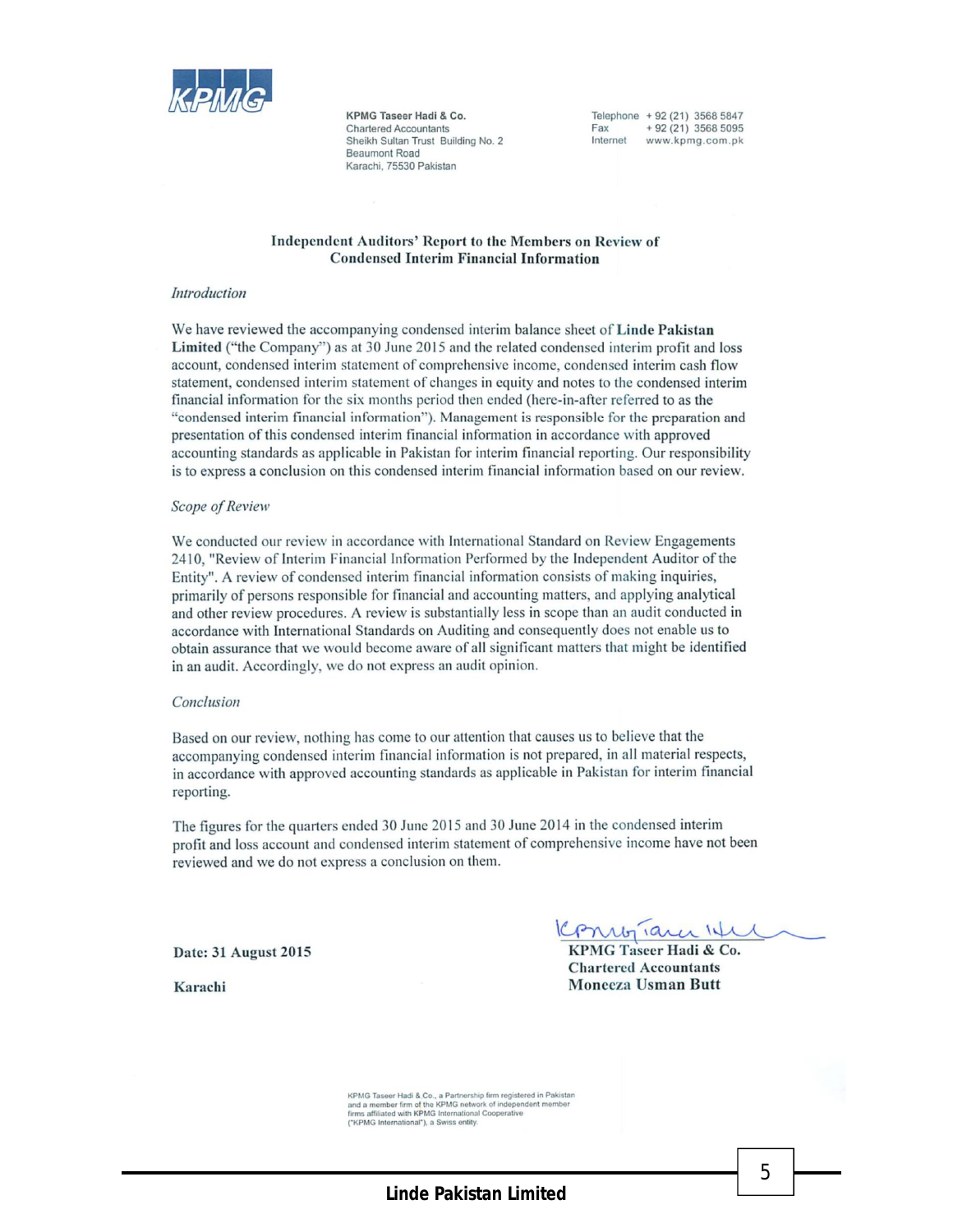KPMG Taseer Hadi & Co.
Chartered Accountants
Sheikh Sultan Trust Building No. 2
Beaumont Road
Karachi, 75530 Pakistan

Telephone + 92 (21) 3568 5847
Fax + 92 (21) 3568 5095
Internet www.kpmg.com.pk

## Independent Auditors' Report to the Members on Review of Condensed Interim Financial Information

*Introduction*

We have reviewed the accompanying condensed interim balance sheet of **Linde Pakistan Limited** ("the Company") as at 30 June 2015 and the related condensed interim profit and loss account, condensed interim statement of comprehensive income, condensed interim cash flow statement, condensed interim statement of changes in equity and notes to the condensed interim financial information for the six months period then ended (here-in-after referred to as the "condensed interim financial information"). Management is responsible for the preparation and presentation of this condensed interim financial information in accordance with approved accounting standards as applicable in Pakistan for interim financial reporting. Our responsibility is to express a conclusion on this condensed interim financial information based on our review.

*Scope of Review*

We conducted our review in accordance with International Standard on Review Engagements 2410, "Review of Interim Financial Information Performed by the Independent Auditor of the Entity". A review of condensed interim financial information consists of making inquiries, primarily of persons responsible for financial and accounting matters, and applying analytical and other review procedures. A review is substantially less in scope than an audit conducted in accordance with International Standards on Auditing and consequently does not enable us to obtain assurance that we would become aware of all significant matters that might be identified in an audit. Accordingly, we do not express an audit opinion.

*Conclusion*

Based on our review, nothing has come to our attention that causes us to believe that the accompanying condensed interim financial information is not prepared, in all material respects, in accordance with approved accounting standards as applicable in Pakistan for interim financial reporting.

The figures for the quarters ended 30 June 2015 and 30 June 2014 in the condensed interim profit and loss account and condensed interim statement of comprehensive income have not been reviewed and we do not express a conclusion on them.

**Date: 31 August 2015**

**Karachi**

**KPMG Taseer Hadi & Co.**
**Chartered Accountants**
**Moneeza Usman Butt**

KPMG Taseer Hadi & Co., a Partnership firm registered in Pakistan and a member firm of the KPMG network of independent member firms affiliated with KPMG International Cooperative ("KPMG International"), a Swiss entity.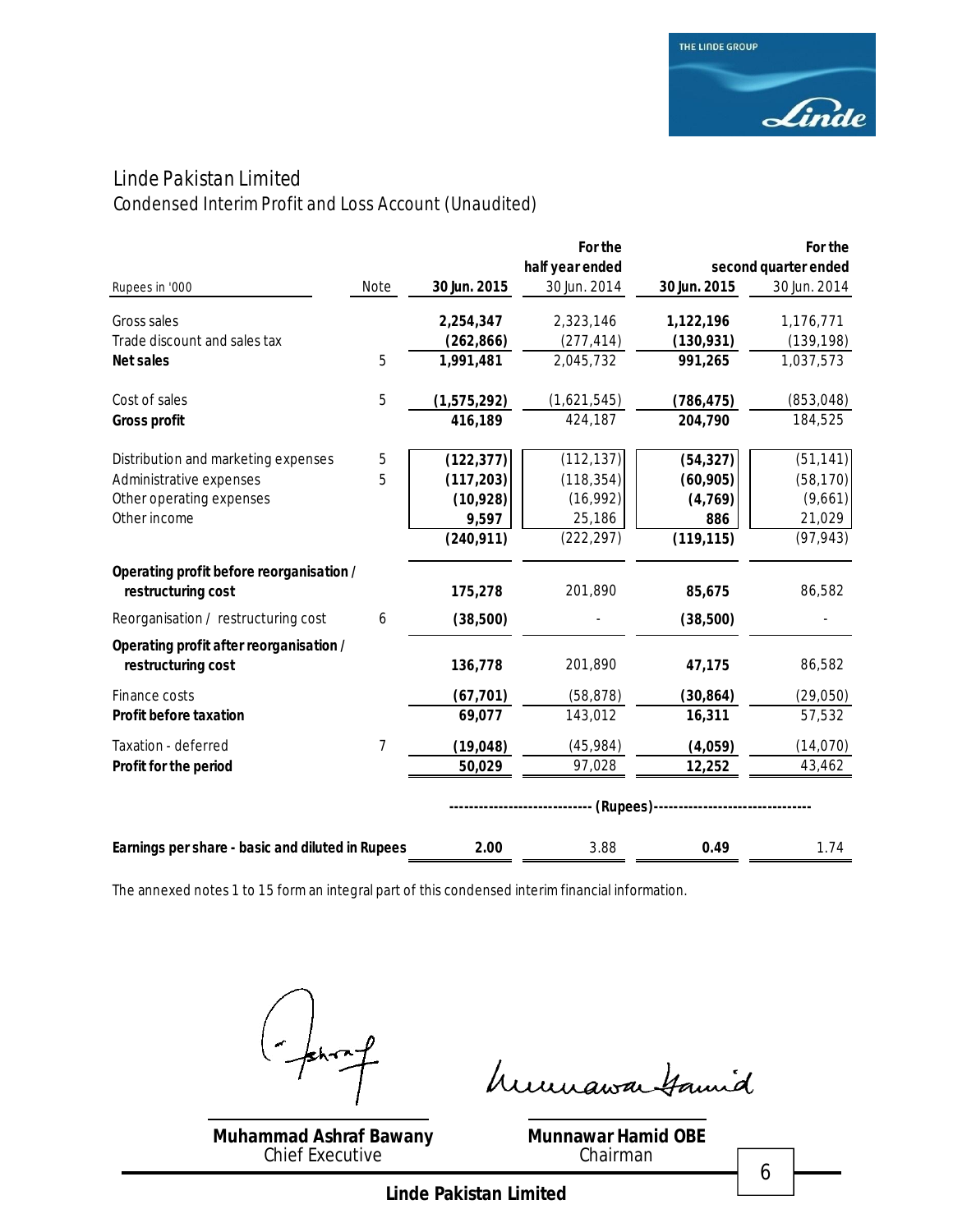# Linde Pakistan Limited

## Condensed Interim Profit and Loss Account (Unaudited)

| Rupees in '000 | Note | For the half year ended 30 Jun. 2015 | For the half year ended 30 Jun. 2014 | For the second quarter ended 30 Jun. 2015 | For the second quarter ended 30 Jun. 2014 |
|---|---|---|---|---|---|
| Gross sales | | **2,254,347** | 2,323,146 | **1,122,196** | 1,176,771 |
| Trade discount and sales tax | | **(262,866)** | (277,414) | **(130,931)** | (139,198) |
| **Net sales** | 5 | **1,991,481** | 2,045,732 | **991,265** | 1,037,573 |
| Cost of sales | 5 | **(1,575,292)** | (1,621,545) | **(786,475)** | (853,048) |
| **Gross profit** | | **416,189** | 424,187 | **204,790** | 184,525 |
| Distribution and marketing expenses | 5 | **(122,377)** | (112,137) | **(54,327)** | (51,141) |
| Administrative expenses | 5 | **(117,203)** | (118,354) | **(60,905)** | (58,170) |
| Other operating expenses | | **(10,928)** | (16,992) | **(4,769)** | (9,661) |
| Other income | | **9,597** | 25,186 | **886** | 21,029 |
| | | **(240,911)** | (222,297) | **(119,115)** | (97,943) |
| **Operating profit before reorganisation / restructuring cost** | | **175,278** | 201,890 | **85,675** | 86,582 |
| Reorganisation / restructuring cost | 6 | **(38,500)** | - | **(38,500)** | - |
| **Operating profit after reorganisation / restructuring cost** | | **136,778** | 201,890 | **47,175** | 86,582 |
| Finance costs | | **(67,701)** | (58,878) | **(30,864)** | (29,050) |
| **Profit before taxation** | | **69,077** | 143,012 | **16,311** | 57,532 |
| Taxation - deferred | 7 | **(19,048)** | (45,984) | **(4,059)** | (14,070) |
| **Profit for the period** | | **50,029** | 97,028 | **12,252** | 43,462 |
| | | ---------------------------- **(Rupees)** ------------------------------- | | | |
| ***Earnings per share - basic and diluted in Rupees*** | | **2.00** | 3.88 | **0.49** | 1.74 |

The annexed notes 1 to 15 form an integral part of this condensed interim financial information.

**Muhammad Ashraf Bawany**
Chief Executive

**Munnawar Hamid OBE**
Chairman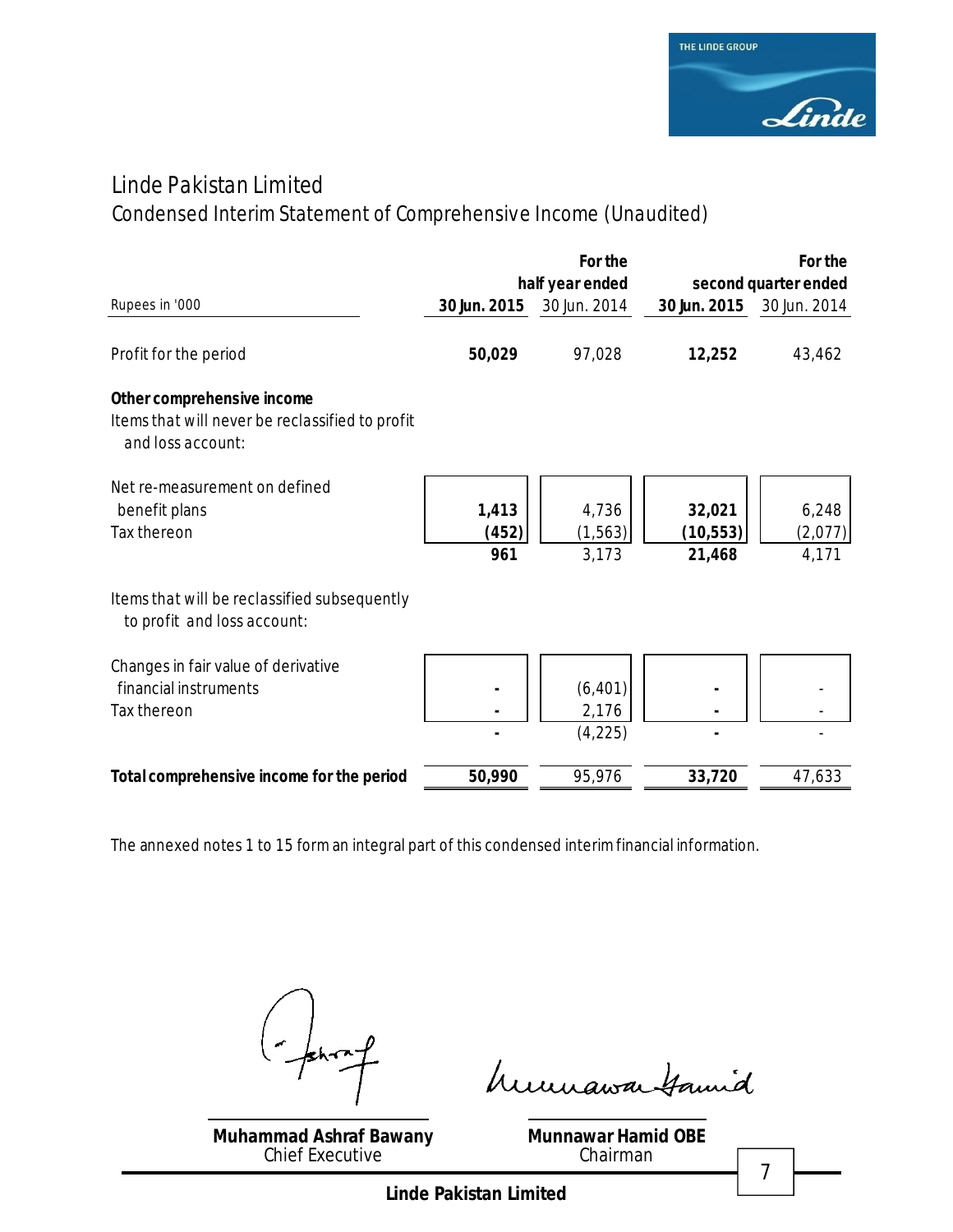# Linde Pakistan Limited

## Condensed Interim Statement of Comprehensive Income (Unaudited)

| Rupees in '000 | For the half year ended 30 Jun. 2015 | For the half year ended 30 Jun. 2014 | For the second quarter ended 30 Jun. 2015 | For the second quarter ended 30 Jun. 2014 |
|---|---|---|---|---|
| Profit for the period | **50,029** | 97,028 | **12,252** | 43,462 |
| **Other comprehensive income** | | | | |
| Items that will never be reclassified to profit and loss account: | | | | |
| Net re-measurement on defined benefit plans | **1,413** | 4,736 | **32,021** | 6,248 |
| Tax thereon | **(452)** | (1,563) | **(10,553)** | (2,077) |
| | **961** | 3,173 | **21,468** | 4,171 |
| Items that will be reclassified subsequently to profit and loss account: | | | | |
| Changes in fair value of derivative financial instruments | **-** | (6,401) | **-** | - |
| Tax thereon | **-** | 2,176 | **-** | - |
| | **-** | (4,225) | **-** | - |
| **Total comprehensive income for the period** | **50,990** | 95,976 | **33,720** | 47,633 |

The annexed notes 1 to 15 form an integral part of this condensed interim financial information.

**Muhammad Ashraf Bawany**
Chief Executive

**Munnawar Hamid OBE**
Chairman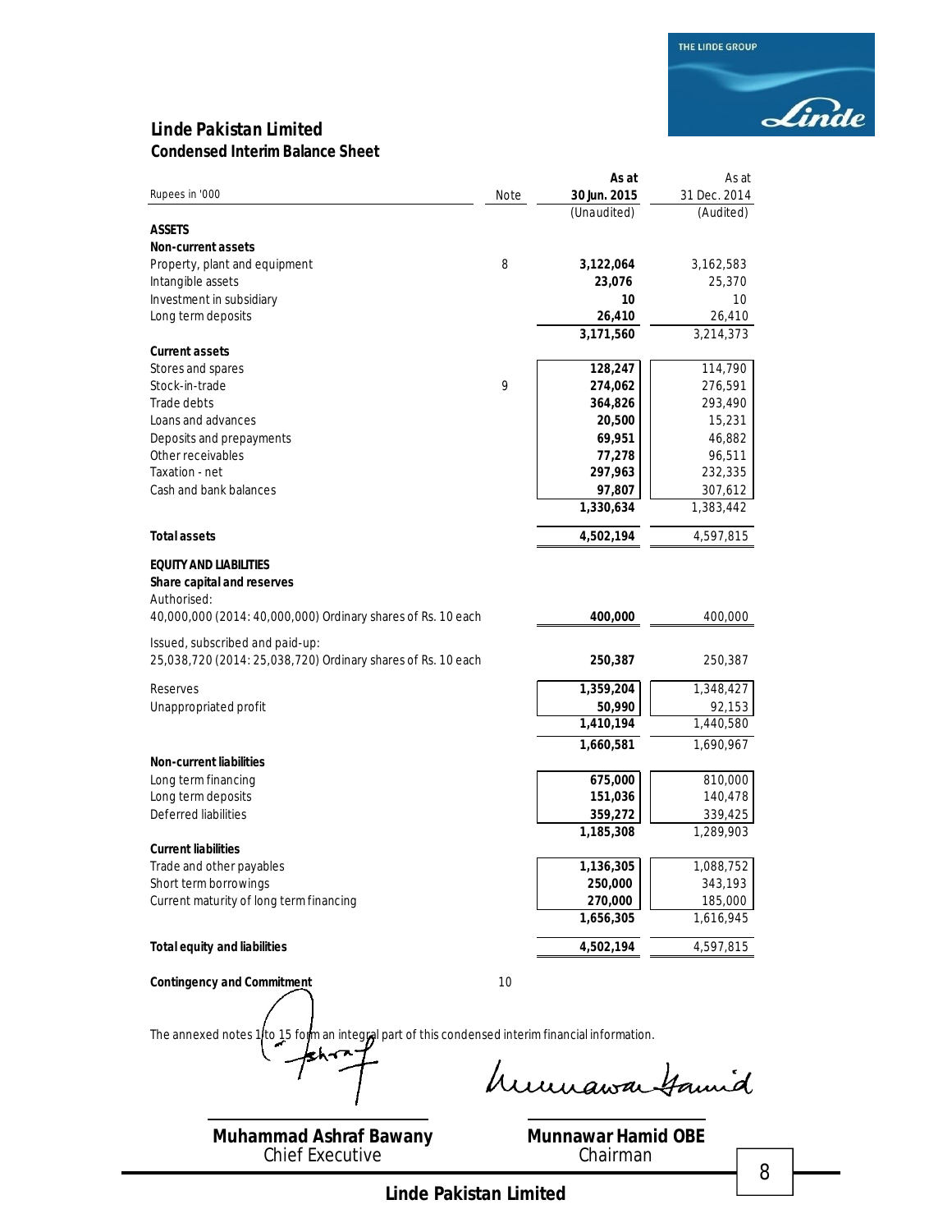# Linde Pakistan Limited
## Condensed Interim Balance Sheet

| Rupees in '000 | Note | As at 30 Jun. 2015 (Unaudited) | As at 31 Dec. 2014 (Audited) |
|---|---|---|---|
| **ASSETS** | | | |
| **Non-current assets** | | | |
| Property, plant and equipment | 8 | **3,122,064** | 3,162,583 |
| Intangible assets | | **23,076** | 25,370 |
| Investment in subsidiary | | **10** | 10 |
| Long term deposits | | **26,410** | 26,410 |
| | | **3,171,560** | 3,214,373 |
| **Current assets** | | | |
| Stores and spares | | **128,247** | 114,790 |
| Stock-in-trade | 9 | **274,062** | 276,591 |
| Trade debts | | **364,826** | 293,490 |
| Loans and advances | | **20,500** | 15,231 |
| Deposits and prepayments | | **69,951** | 46,882 |
| Other receivables | | **77,278** | 96,511 |
| Taxation - net | | **297,963** | 232,335 |
| Cash and bank balances | | **97,807** | 307,612 |
| | | **1,330,634** | 1,383,442 |
| **Total assets** | | **4,502,194** | 4,597,815 |
| **EQUITY AND LIABILITIES** | | | |
| **Share capital and reserves** | | | |
| Authorised: | | | |
| 40,000,000 (2014: 40,000,000) Ordinary shares of Rs. 10 each | | **400,000** | 400,000 |
| Issued, subscribed and paid-up: | | | |
| 25,038,720 (2014: 25,038,720) Ordinary shares of Rs. 10 each | | **250,387** | 250,387 |
| Reserves | | **1,359,204** | 1,348,427 |
| Unappropriated profit | | **50,990** | 92,153 |
| | | **1,410,194** | 1,440,580 |
| | | **1,660,581** | 1,690,967 |
| **Non-current liabilities** | | | |
| Long term financing | | **675,000** | 810,000 |
| Long term deposits | | **151,036** | 140,478 |
| Deferred liabilities | | **359,272** | 339,425 |
| | | **1,185,308** | 1,289,903 |
| **Current liabilities** | | | |
| Trade and other payables | | **1,136,305** | 1,088,752 |
| Short term borrowings | | **250,000** | 343,193 |
| Current maturity of long term financing | | **270,000** | 185,000 |
| | | **1,656,305** | 1,616,945 |
| **Total equity and liabilities** | | **4,502,194** | 4,597,815 |
| **Contingency and Commitment** | 10 | | |

The annexed notes 1 to 15 form an integral part of this condensed interim financial information.

**Muhammad Ashraf Bawany**
Chief Executive

**Munnawar Hamid OBE**
Chairman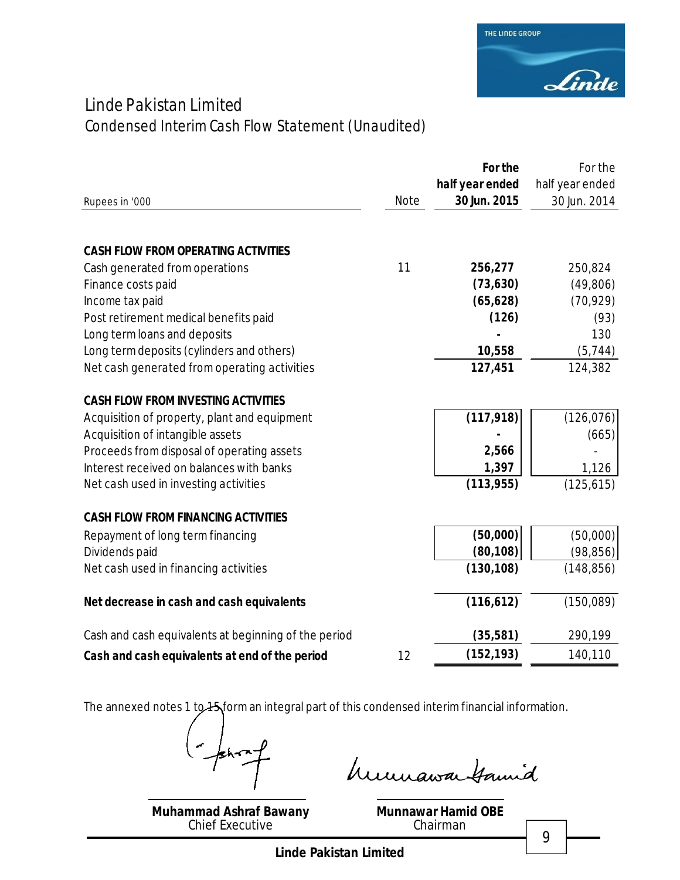# Linde Pakistan Limited

## Condensed Interim Cash Flow Statement (Unaudited)

| Rupees in '000 | Note | **For the half year ended 30 Jun. 2015** | For the half year ended 30 Jun. 2014 |
|---|---|---|---|
| **CASH FLOW FROM OPERATING ACTIVITIES** | | | |
| Cash generated from operations | 11 | **256,277** | 250,824 |
| Finance costs paid | | **(73,630)** | (49,806) |
| Income tax paid | | **(65,628)** | (70,929) |
| Post retirement medical benefits paid | | **(126)** | (93) |
| Long term loans and deposits | | **-** | 130 |
| Long term deposits (cylinders and others) | | **10,558** | (5,744) |
| Net cash generated from operating activities | | **127,451** | 124,382 |
| **CASH FLOW FROM INVESTING ACTIVITIES** | | | |
| Acquisition of property, plant and equipment | | **(117,918)** | (126,076) |
| Acquisition of intangible assets | | **-** | (665) |
| Proceeds from disposal of operating assets | | **2,566** | - |
| Interest received on balances with banks | | **1,397** | 1,126 |
| Net cash used in investing activities | | **(113,955)** | (125,615) |
| **CASH FLOW FROM FINANCING ACTIVITIES** | | | |
| Repayment of long term financing | | **(50,000)** | (50,000) |
| Dividends paid | | **(80,108)** | (98,856) |
| Net cash used in financing activities | | **(130,108)** | (148,856) |
| **Net decrease in cash and cash equivalents** | | **(116,612)** | (150,089) |
| Cash and cash equivalents at beginning of the period | | **(35,581)** | 290,199 |
| **Cash and cash equivalents at end of the period** | 12 | **(152,193)** | 140,110 |

The annexed notes 1 to 15 form an integral part of this condensed interim financial information.

**Muhammad Ashraf Bawany**
Chief Executive

**Munnawar Hamid OBE**
Chairman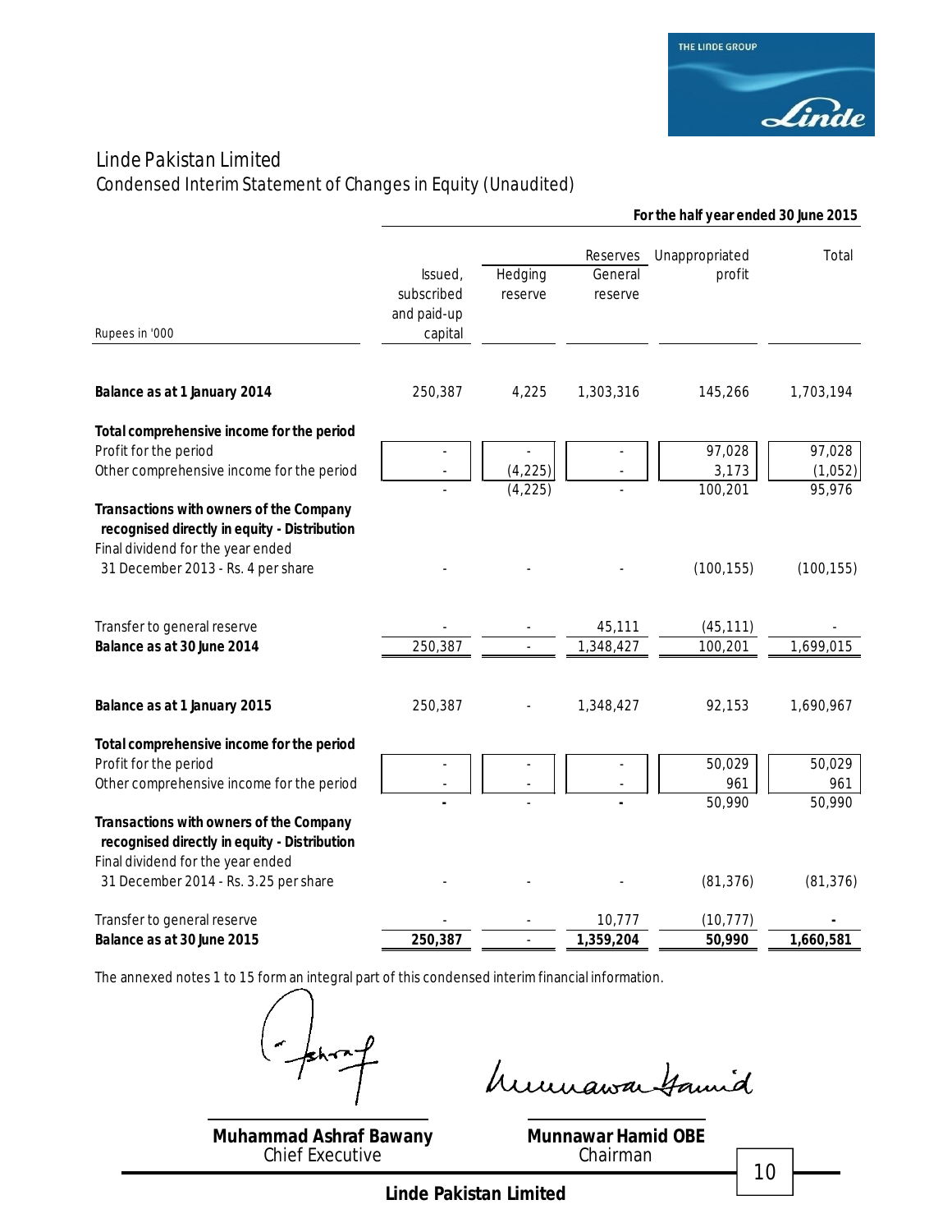# Linde Pakistan Limited

## Condensed Interim Statement of Changes in Equity (Unaudited)

**For the half year ended 30 June 2015**

| Rupees in '000 | Issued, subscribed and paid-up capital | Reserves Hedging reserve | General reserve | Unappropriated profit | Total |
|---|---|---|---|---|---|
| **Balance as at 1 January 2014** | 250,387 | 4,225 | 1,303,316 | 145,266 | 1,703,194 |
| **Total comprehensive income for the period** | | | | | |
| Profit for the period | - | - | - | 97,028 | 97,028 |
| Other comprehensive income for the period | - | (4,225) | - | 3,173 | (1,052) |
| | - | (4,225) | - | 100,201 | 95,976 |
| **Transactions with owners of the Company recognised directly in equity - Distribution** | | | | | |
| Final dividend for the year ended 31 December 2013 - Rs. 4 per share | - | - | - | (100,155) | (100,155) |
| Transfer to general reserve | - | - | 45,111 | (45,111) | - |
| **Balance as at 30 June 2014** | 250,387 | - | 1,348,427 | 100,201 | 1,699,015 |
| **Balance as at 1 January 2015** | 250,387 | - | 1,348,427 | 92,153 | 1,690,967 |
| **Total comprehensive income for the period** | | | | | |
| Profit for the period | - | - | - | 50,029 | 50,029 |
| Other comprehensive income for the period | - | - | - | 961 | 961 |
| | - | - | - | 50,990 | 50,990 |
| **Transactions with owners of the Company recognised directly in equity - Distribution** | | | | | |
| Final dividend for the year ended 31 December 2014 - Rs. 3.25 per share | - | - | - | (81,376) | (81,376) |
| Transfer to general reserve | - | - | 10,777 | (10,777) | - |
| **Balance as at 30 June 2015** | **250,387** | - | **1,359,204** | **50,990** | **1,660,581** |

The annexed notes 1 to 15 form an integral part of this condensed interim financial information.

**Muhammad Ashraf Bawany**
Chief Executive

**Munnawar Hamid OBE**
Chairman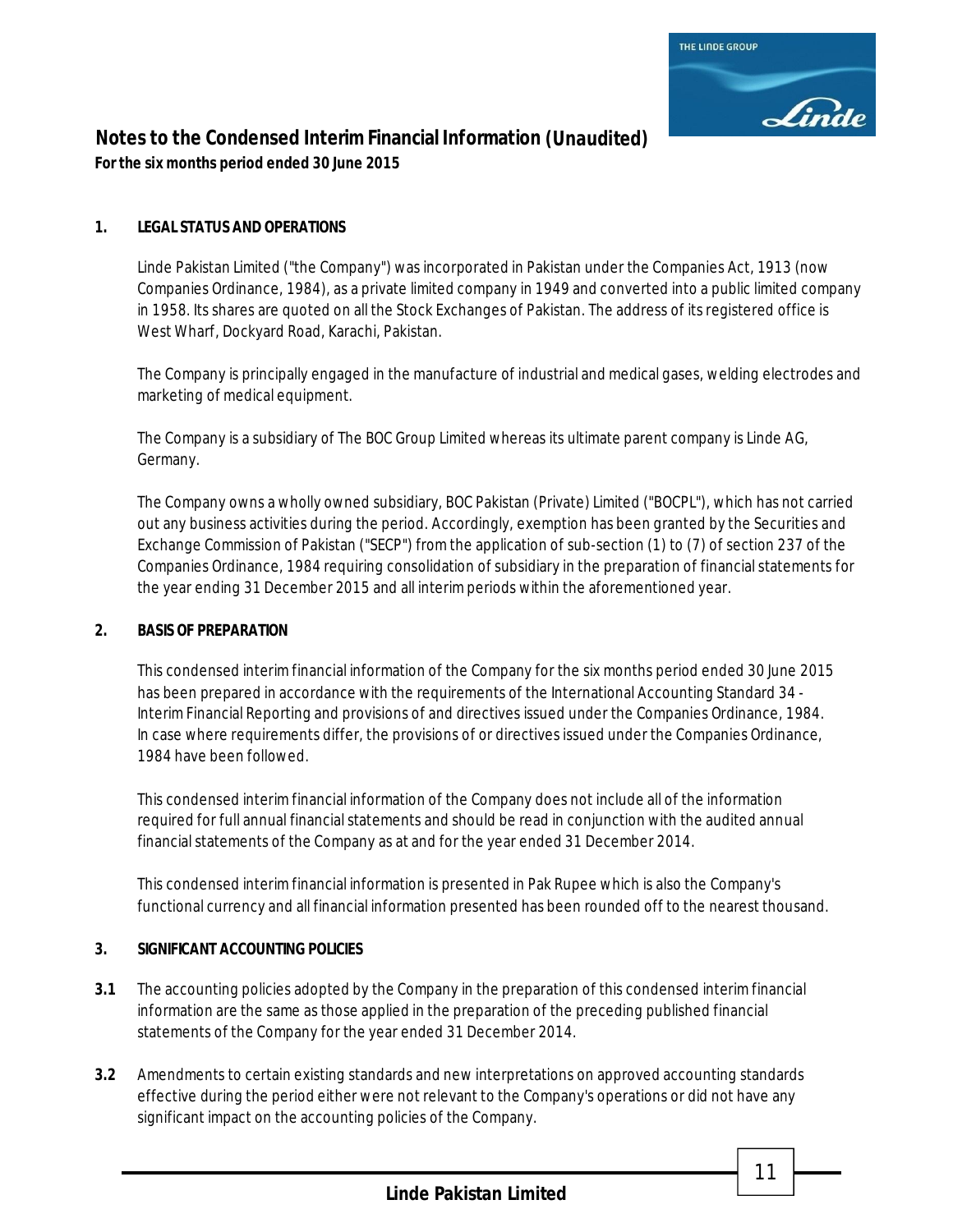# Notes to the Condensed Interim Financial Information (Unaudited)

**For the six months period ended 30 June 2015**

## 1. LEGAL STATUS AND OPERATIONS

Linde Pakistan Limited ("the Company") was incorporated in Pakistan under the Companies Act, 1913 (now Companies Ordinance, 1984), as a private limited company in 1949 and converted into a public limited company in 1958. Its shares are quoted on all the Stock Exchanges of Pakistan. The address of its registered office is West Wharf, Dockyard Road, Karachi, Pakistan.

The Company is principally engaged in the manufacture of industrial and medical gases, welding electrodes and marketing of medical equipment.

The Company is a subsidiary of The BOC Group Limited whereas its ultimate parent company is Linde AG, Germany.

The Company owns a wholly owned subsidiary, BOC Pakistan (Private) Limited ("BOCPL"), which has not carried out any business activities during the period. Accordingly, exemption has been granted by the Securities and Exchange Commission of Pakistan ("SECP") from the application of sub-section (1) to (7) of section 237 of the Companies Ordinance, 1984 requiring consolidation of subsidiary in the preparation of financial statements for the year ending 31 December 2015 and all interim periods within the aforementioned year.

## 2. BASIS OF PREPARATION

This condensed interim financial information of the Company for the six months period ended 30 June 2015 has been prepared in accordance with the requirements of the International Accounting Standard 34 - Interim Financial Reporting and provisions of and directives issued under the Companies Ordinance, 1984. In case where requirements differ, the provisions of or directives issued under the Companies Ordinance, 1984 have been followed.

This condensed interim financial information of the Company does not include all of the information required for full annual financial statements and should be read in conjunction with the audited annual financial statements of the Company as at and for the year ended 31 December 2014.

This condensed interim financial information is presented in Pak Rupee which is also the Company's functional currency and all financial information presented has been rounded off to the nearest thousand.

## 3. SIGNIFICANT ACCOUNTING POLICIES

**3.1** The accounting policies adopted by the Company in the preparation of this condensed interim financial information are the same as those applied in the preparation of the preceding published financial statements of the Company for the year ended 31 December 2014.

**3.2** Amendments to certain existing standards and new interpretations on approved accounting standards effective during the period either were not relevant to the Company's operations or did not have any significant impact on the accounting policies of the Company.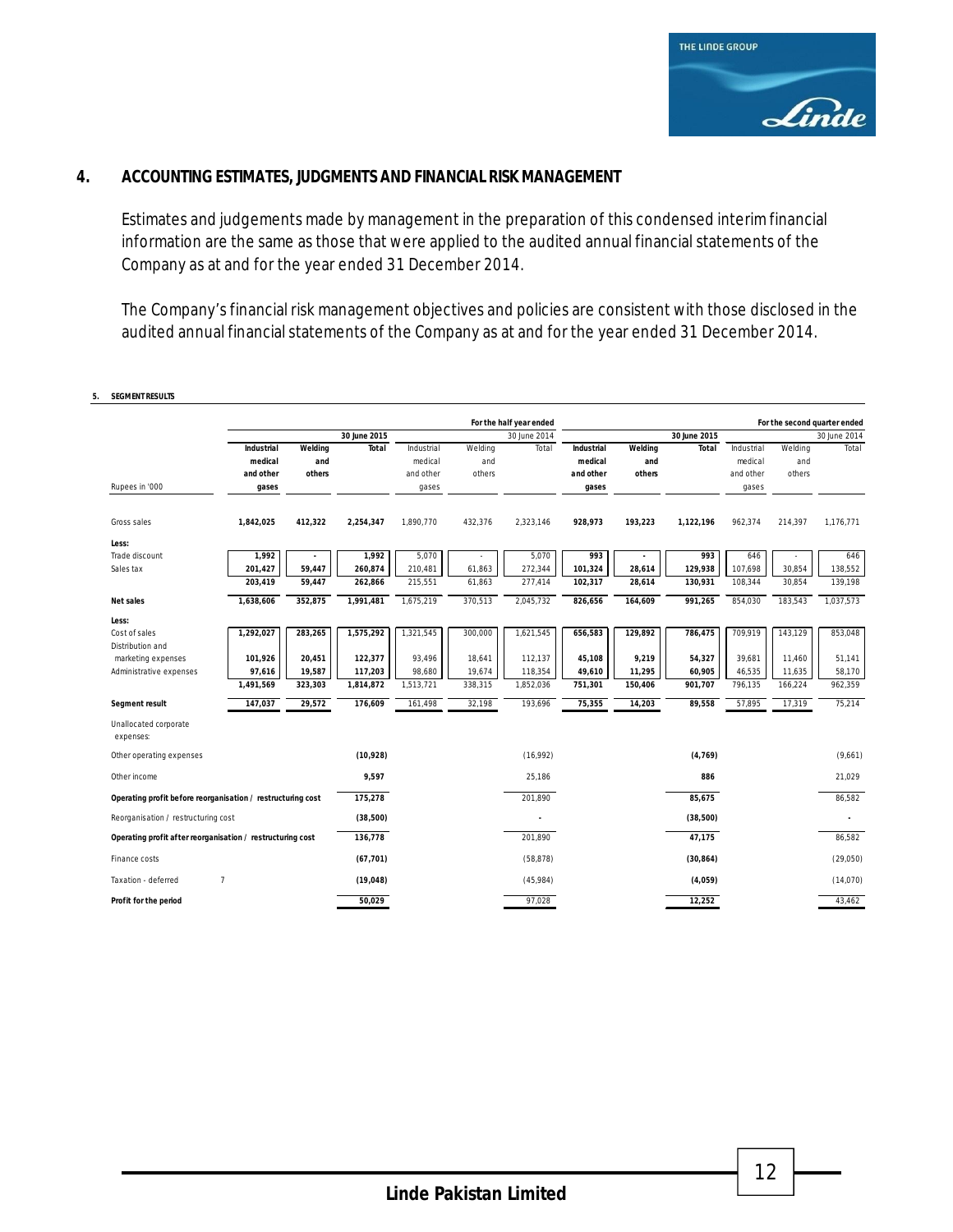## 4. ACCOUNTING ESTIMATES, JUDGMENTS AND FINANCIAL RISK MANAGEMENT

Estimates and judgements made by management in the preparation of this condensed interim financial information are the same as those that were applied to the audited annual financial statements of the Company as at and for the year ended 31 December 2014.

The Company's financial risk management objectives and policies are consistent with those disclosed in the audited annual financial statements of the Company as at and for the year ended 31 December 2014.

## 5. SEGMENT RESULTS

| | For the half year ended | | | | | | For the second quarter ended | | | | | |
|---|---|---|---|---|---|---|---|---|---|---|---|---|
| | 30 June 2015 | | | 30 June 2014 | | | 30 June 2015 | | | 30 June 2014 | | |
| Rupees in '000 | Industrial medical and other gases | Welding and others | Total | Industrial medical and other gases | Welding and others | Total | Industrial medical and other gases | Welding and others | Total | Industrial medical and other gases | Welding and others | Total |
| Gross sales | 1,842,025 | 412,322 | 2,254,347 | 1,890,770 | 432,376 | 2,323,146 | 928,973 | 193,223 | 1,122,196 | 962,374 | 214,397 | 1,176,771 |
| **Less:** | | | | | | | | | | | | |
| Trade discount | 1,992 | - | 1,992 | 5,070 | - | 5,070 | 993 | - | 993 | 646 | - | 646 |
| Sales tax | 201,427 | 59,447 | 260,874 | 210,481 | 61,863 | 272,344 | 101,324 | 28,614 | 129,938 | 107,698 | 30,854 | 138,552 |
| | 203,419 | 59,447 | 262,866 | 215,551 | 61,863 | 277,414 | 102,317 | 28,614 | 130,931 | 108,344 | 30,854 | 139,198 |
| **Net sales** | 1,638,606 | 352,875 | 1,991,481 | 1,675,219 | 370,513 | 2,045,732 | 826,656 | 164,609 | 991,265 | 854,030 | 183,543 | 1,037,573 |
| **Less:** | | | | | | | | | | | | |
| Cost of sales | 1,292,027 | 283,265 | 1,575,292 | 1,321,545 | 300,000 | 1,621,545 | 656,583 | 129,892 | 786,475 | 709,919 | 143,129 | 853,048 |
| Distribution and marketing expenses | 101,926 | 20,451 | 122,377 | 93,496 | 18,641 | 112,137 | 45,108 | 9,219 | 54,327 | 39,681 | 11,460 | 51,141 |
| Administrative expenses | 97,616 | 19,587 | 117,203 | 98,680 | 19,674 | 118,354 | 49,610 | 11,295 | 60,905 | 46,535 | 11,635 | 58,170 |
| | 1,491,569 | 323,303 | 1,814,872 | 1,513,721 | 338,315 | 1,852,036 | 751,301 | 150,406 | 901,707 | 796,135 | 166,224 | 962,359 |
| **Segment result** | 147,037 | 29,572 | 176,609 | 161,498 | 32,198 | 193,696 | 75,355 | 14,203 | 89,558 | 57,895 | 17,319 | 75,214 |
| Unallocated corporate expenses: | | | | | | | | | | | | |
| Other operating expenses | | | (10,928) | | | (16,992) | | | (4,769) | | | (9,661) |
| Other income | | | 9,597 | | | 25,186 | | | 886 | | | 21,029 |
| **Operating profit before reorganisation / restructuring cost** | | | 175,278 | | | 201,890 | | | 85,675 | | | 86,582 |
| Reorganisation / restructuring cost | | | (38,500) | | | - | | | (38,500) | | | - |
| **Operating profit after reorganisation / restructuring cost** | | | 136,778 | | | 201,890 | | | 47,175 | | | 86,582 |
| Finance costs | | | (67,701) | | | (58,878) | | | (30,864) | | | (29,050) |
| Taxation - deferred 7 | | | (19,048) | | | (45,984) | | | (4,059) | | | (14,070) |
| **Profit for the period** | | | 50,029 | | | 97,028 | | | 12,252 | | | 43,462 |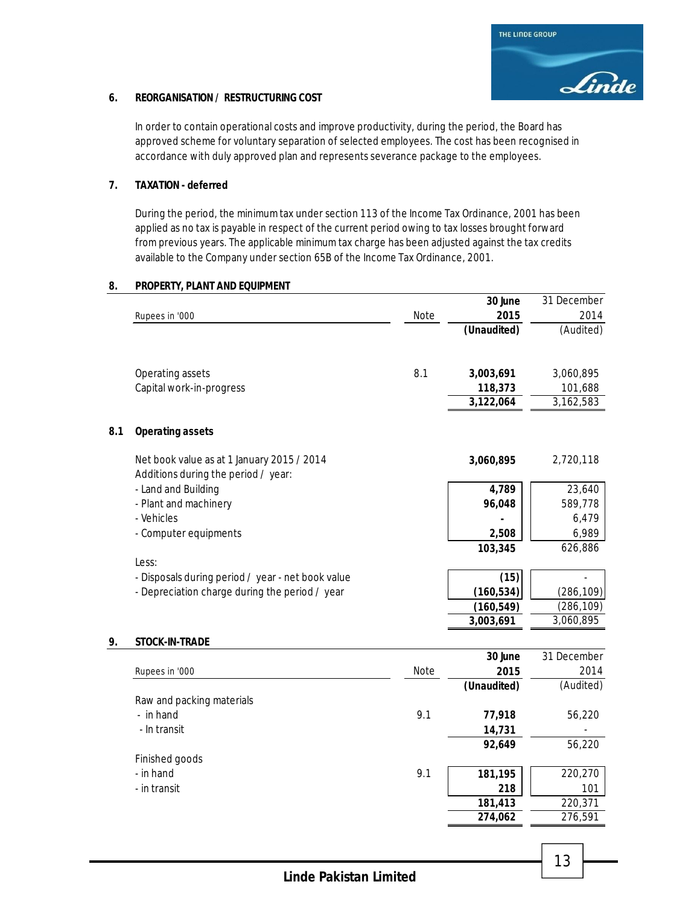## 6. REORGANISATION / RESTRUCTURING COST

In order to contain operational costs and improve productivity, during the period, the Board has approved scheme for voluntary separation of selected employees. The cost has been recognised in accordance with duly approved plan and represents severance package to the employees.

## 7. TAXATION - deferred

During the period, the minimum tax under section 113 of the Income Tax Ordinance, 2001 has been applied as no tax is payable in respect of the current period owing to tax losses brought forward from previous years. The applicable minimum tax charge has been adjusted against the tax credits available to the Company under section 65B of the Income Tax Ordinance, 2001.

## 8. PROPERTY, PLANT AND EQUIPMENT

| Rupees in '000 | Note | 30 June 2015 (Unaudited) | 31 December 2014 (Audited) |
|---|---|---|---|
| Operating assets | 8.1 | **3,003,691** | 3,060,895 |
| Capital work-in-progress | | **118,373** | 101,688 |
| | | **3,122,064** | 3,162,583 |

### 8.1 Operating assets

| | | 30 June 2015 (Unaudited) | 31 December 2014 (Audited) |
|---|---|---|---|
| Net book value as at 1 January 2015 / 2014 | | **3,060,895** | 2,720,118 |
| Additions during the period / year: | | | |
| - Land and Building | | **4,789** | 23,640 |
| - Plant and machinery | | **96,048** | 589,778 |
| - Vehicles | | **-** | 6,479 |
| - Computer equipments | | **2,508** | 6,989 |
| | | **103,345** | 626,886 |
| Less: | | | |
| - Disposals during period / year - net book value | | **(15)** | - |
| - Depreciation charge during the period / year | | **(160,534)** | (286,109) |
| | | **(160,549)** | (286,109) |
| | | **3,003,691** | 3,060,895 |

## 9. STOCK-IN-TRADE

| Rupees in '000 | Note | 30 June 2015 (Unaudited) | 31 December 2014 (Audited) |
|---|---|---|---|
| Raw and packing materials | | | |
| - in hand | 9.1 | **77,918** | 56,220 |
| - In transit | | **14,731** | - |
| | | **92,649** | 56,220 |
| Finished goods | | | |
| - in hand | 9.1 | **181,195** | 220,270 |
| - in transit | | **218** | 101 |
| | | **181,413** | 220,371 |
| | | **274,062** | 276,591 |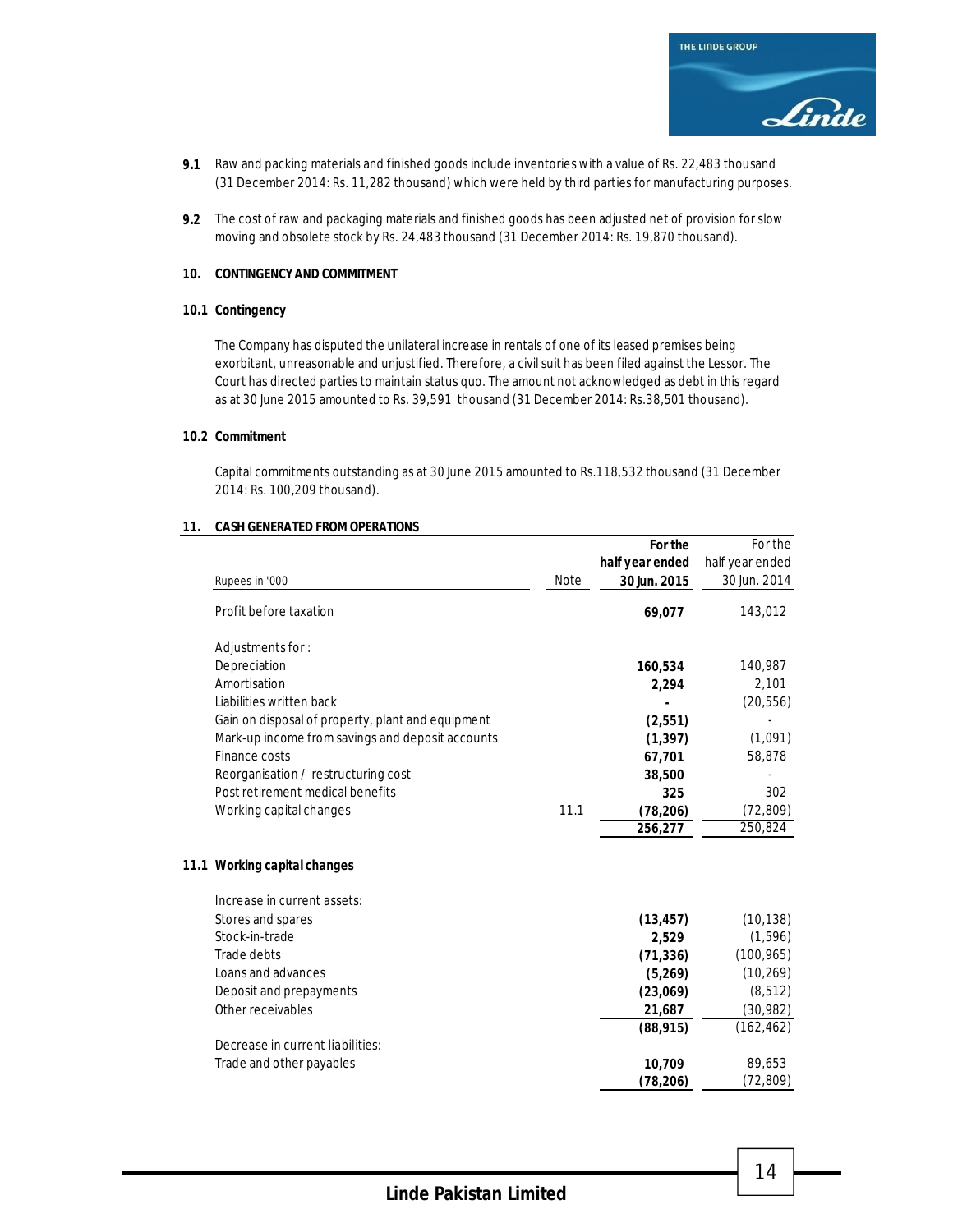**9.1** Raw and packing materials and finished goods include inventories with a value of Rs. 22,483 thousand (31 December 2014: Rs. 11,282 thousand) which were held by third parties for manufacturing purposes.

**9.2** The cost of raw and packaging materials and finished goods has been adjusted net of provision for slow moving and obsolete stock by Rs. 24,483 thousand (31 December 2014: Rs. 19,870 thousand).

## 10. CONTINGENCY AND COMMITMENT

### 10.1 Contingency

The Company has disputed the unilateral increase in rentals of one of its leased premises being exorbitant, unreasonable and unjustified. Therefore, a civil suit has been filed against the Lessor. The Court has directed parties to maintain status quo. The amount not acknowledged as debt in this regard as at 30 June 2015 amounted to Rs. 39,591 thousand (31 December 2014: Rs.38,501 thousand).

### 10.2 Commitment

Capital commitments outstanding as at 30 June 2015 amounted to Rs.118,532 thousand (31 December 2014: Rs. 100,209 thousand).

## 11. CASH GENERATED FROM OPERATIONS

| Rupees in '000 | Note | **For the half year ended 30 Jun. 2015** | For the half year ended 30 Jun. 2014 |
|---|---|---|---|
| Profit before taxation | | **69,077** | 143,012 |
| Adjustments for : | | | |
| Depreciation | | **160,534** | 140,987 |
| Amortisation | | **2,294** | 2,101 |
| Liabilities written back | | **-** | (20,556) |
| Gain on disposal of property, plant and equipment | | **(2,551)** | - |
| Mark-up income from savings and deposit accounts | | **(1,397)** | (1,091) |
| Finance costs | | **67,701** | 58,878 |
| Reorganisation / restructuring cost | | **38,500** | - |
| Post retirement medical benefits | | **325** | 302 |
| Working capital changes | 11.1 | **(78,206)** | (72,809) |
| | | **256,277** | 250,824 |

### 11.1 Working capital changes

| | **30 Jun. 2015** | 30 Jun. 2014 |
|---|---|---|
| Increase in current assets: | | |
| Stores and spares | **(13,457)** | (10,138) |
| Stock-in-trade | **2,529** | (1,596) |
| Trade debts | **(71,336)** | (100,965) |
| Loans and advances | **(5,269)** | (10,269) |
| Deposit and prepayments | **(23,069)** | (8,512) |
| Other receivables | **21,687** | (30,982) |
| | **(88,915)** | (162,462) |
| Decrease in current liabilities: | | |
| Trade and other payables | **10,709** | 89,653 |
| | **(78,206)** | (72,809) |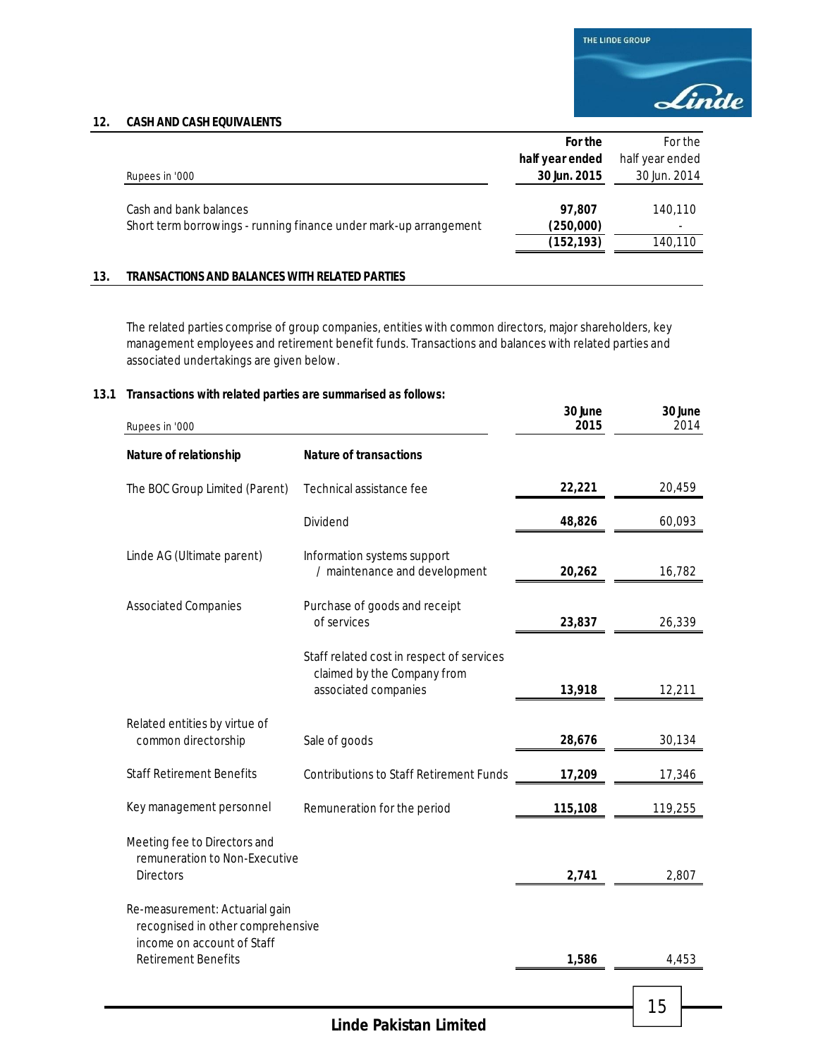## 12. CASH AND CASH EQUIVALENTS

| Rupees in '000 | For the half year ended 30 Jun. 2015 | For the half year ended 30 Jun. 2014 |
|---|---|---|
| Cash and bank balances | **97,807** | 140,110 |
| Short term borrowings - running finance under mark-up arrangement | **(250,000)** | - |
| | **(152,193)** | 140,110 |

## 13. TRANSACTIONS AND BALANCES WITH RELATED PARTIES

The related parties comprise of group companies, entities with common directors, major shareholders, key management employees and retirement benefit funds. Transactions and balances with related parties and associated undertakings are given below.

### 13.1 Transactions with related parties are summarised as follows:

| Rupees in '000 | | 30 June 2015 | 30 June 2014 |
|---|---|---|---|
| **Nature of relationship** | **Nature of transactions** | | |
| The BOC Group Limited (Parent) | Technical assistance fee | **22,221** | 20,459 |
| | Dividend | **48,826** | 60,093 |
| Linde AG (Ultimate parent) | Information systems support / maintenance and development | **20,262** | 16,782 |
| Associated Companies | Purchase of goods and receipt of services | **23,837** | 26,339 |
| | Staff related cost in respect of services claimed by the Company from associated companies | **13,918** | 12,211 |
| Related entities by virtue of common directorship | Sale of goods | **28,676** | 30,134 |
| Staff Retirement Benefits | Contributions to Staff Retirement Funds | **17,209** | 17,346 |
| Key management personnel | Remuneration for the period | **115,108** | 119,255 |
| Meeting fee to Directors and remuneration to Non-Executive Directors | | **2,741** | 2,807 |
| Re-measurement: Actuarial gain recognised in other comprehensive income on account of Staff Retirement Benefits | | **1,586** | 4,453 |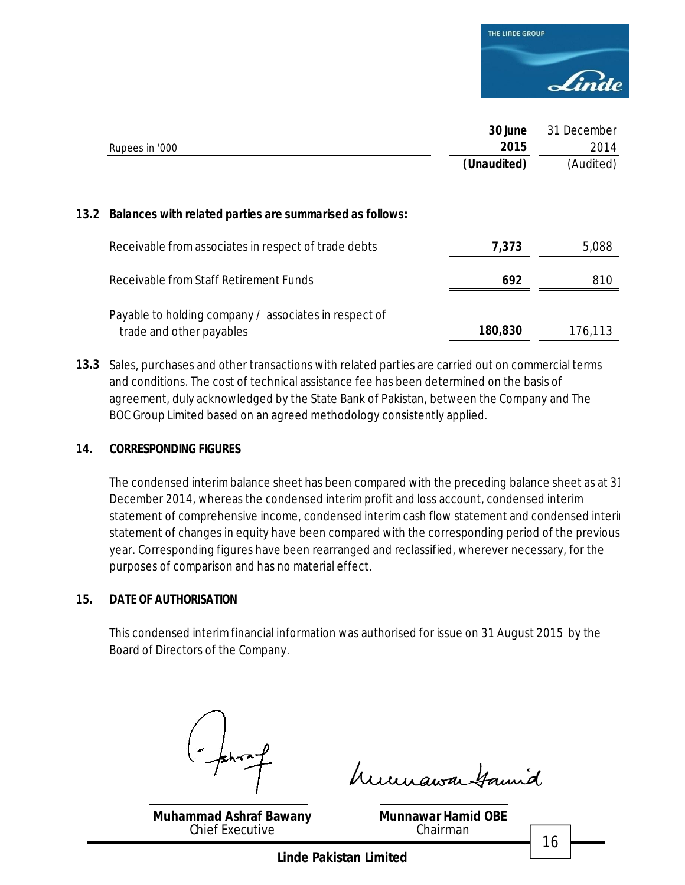| Rupees in '000 | 30 June 2015 (Unaudited) | 31 December 2014 (Audited) |
|---|---|---|

**13.2 Balances with related parties are summarised as follows:**

| | 30 June 2015 (Unaudited) | 31 December 2014 (Audited) |
|---|---|---|
| Receivable from associates in respect of trade debts | **7,373** | 5,088 |
| Receivable from Staff Retirement Funds | **692** | 810 |
| Payable to holding company / associates in respect of trade and other payables | **180,830** | 176,113 |

**13.3** Sales, purchases and other transactions with related parties are carried out on commercial terms and conditions. The cost of technical assistance fee has been determined on the basis of agreement, duly acknowledged by the State Bank of Pakistan, between the Company and The BOC Group Limited based on an agreed methodology consistently applied.

## 14. CORRESPONDING FIGURES

The condensed interim balance sheet has been compared with the preceding balance sheet as at 31 December 2014, whereas the condensed interim profit and loss account, condensed interim statement of comprehensive income, condensed interim cash flow statement and condensed interim statement of changes in equity have been compared with the corresponding period of the previous year. Corresponding figures have been rearranged and reclassified, wherever necessary, for the purposes of comparison and has no material effect.

## 15. DATE OF AUTHORISATION

This condensed interim financial information was authorised for issue on 31 August 2015 by the Board of Directors of the Company.

**Muhammad Ashraf Bawany**
Chief Executive

**Munnawar Hamid OBE**
Chairman

**Linde Pakistan Limited**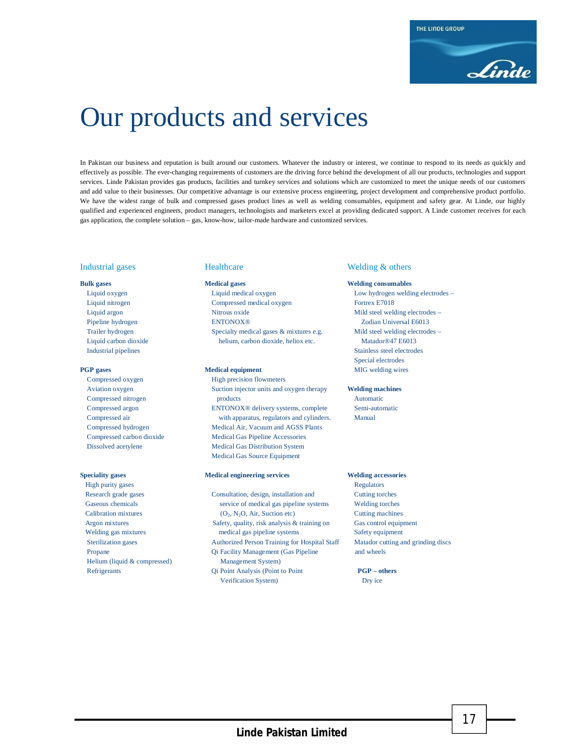# Our products and services

In Pakistan our business and reputation is built around our customers. Whatever the industry or interest, we continue to respond to its needs as quickly and effectively as possible. The ever-changing requirements of customers are the driving force behind the development of all our products, technologies and support services. Linde Pakistan provides gas products, facilities and turnkey services and solutions which are customized to meet the unique needs of our customers and add value to their businesses. Our competitive advantage is our extensive process engineering, project development and comprehensive product portfolio. We have the widest range of bulk and compressed gases product lines as well as welding consumables, equipment and safety gear. At Linde, our highly qualified and experienced engineers, product managers, technologists and marketers excel at providing dedicated support. A Linde customer receives for each gas application, the complete solution – gas, know-how, tailor-made hardware and customized services.

## Industrial gases

**Bulk gases**
- Liquid oxygen
- Liquid nitrogen
- Liquid argon
- Pipeline hydrogen
- Trailer hydrogen
- Liquid carbon dioxide
- Industrial pipelines

**PGP gases**
- Compressed oxygen
- Aviation oxygen
- Compressed nitrogen
- Compressed argon
- Compressed air
- Compressed hydrogen
- Compressed carbon dioxide
- Dissolved acetylene

**Speciality gases**
- High purity gases
- Research grade gases
- Gaseous chemicals
- Calibration mixtures
- Argon mixtures
- Welding gas mixtures
- Sterilization gases
- Propane
- Helium (liquid & compressed)
- Refrigerants

## Healthcare

**Medical gases**
- Liquid medical oxygen
- Compressed medical oxygen
- Nitrous oxide
- ENTONOX®
- Specialty medical gases & mixtures e.g. helium, carbon dioxide, heliox etc.

**Medical equipment**
- High precision flowmeters
- Suction injector units and oxygen therapy products
- ENTONOX® delivery systems, complete with apparatus, regulators and cylinders.
- Medical Air, Vacuum and AGSS Plants
- Medical Gas Pipeline Accessories
- Medical Gas Distribution System
- Medical Gas Source Equipment

**Medical engineering services**
- Consultation, design, installation and service of medical gas pipeline systems ($O_2$, $N_2O$, Air, Suction etc)
- Safety, quality, risk analysis & training on medical gas pipeline systems
- Authorized Person Training for Hospital Staff
- Qi Facility Management (Gas Pipeline Management System)
- Qi Point Analysis (Point to Point Verification System)

## Welding & others

**Welding consumables**
- Low hydrogen welding electrodes – Fortrex E7018
- Mild steel welding electrodes – Zodian Universal E6013
- Mild steel welding electrodes – Matador®47 E6013
- Stainless steel electrodes
- Special electrodes
- MIG welding wires

**Welding machines**
- Automatic
- Semi-automatic
- Manual

**Welding accessories**
- Regulators
- Cutting torches
- Welding torches
- Cutting machines
- Gas control equipment
- Safety equipment
- Matador cutting and grinding discs and wheels

**PGP – others**
- Dry ice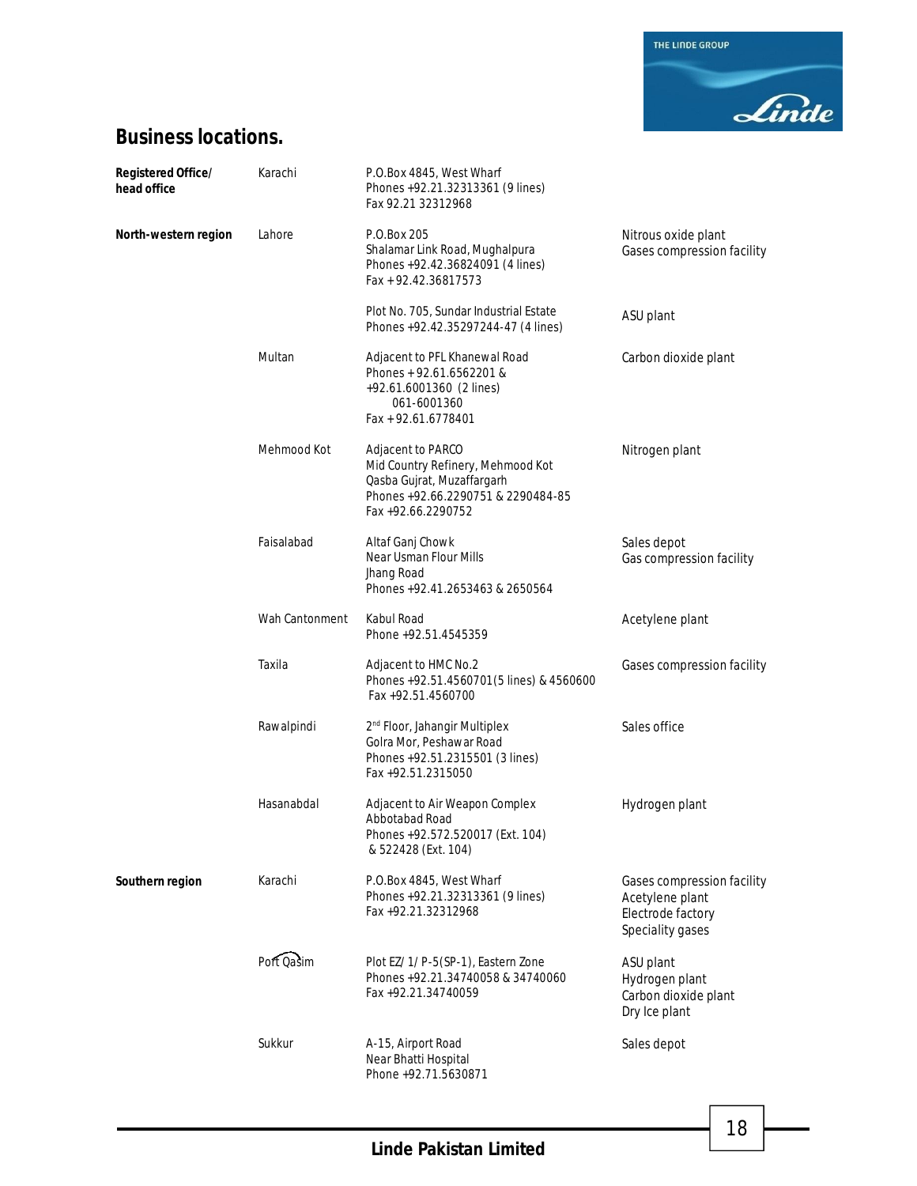# Business locations.

| | | | |
|---|---|---|---|
| **Registered Office/ head office** | Karachi | P.O.Box 4845, West Wharf<br>Phones +92.21.32313361 (9 lines)<br>Fax 92.21 32312968 | |
| **North-western region** | Lahore | P.O.Box 205<br>Shalamar Link Road, Mughalpura<br>Phones +92.42.36824091 (4 lines)<br>Fax + 92.42.36817573 | Nitrous oxide plant<br>Gases compression facility |
| | | Plot No. 705, Sundar Industrial Estate<br>Phones +92.42.35297244-47 (4 lines) | ASU plant |
| | Multan | Adjacent to PFL Khanewal Road<br>Phones + 92.61.6562201 &<br>+92.61.6001360 (2 lines)<br>061-6001360<br>Fax + 92.61.6778401 | Carbon dioxide plant |
| | Mehmood Kot | Adjacent to PARCO<br>Mid Country Refinery, Mehmood Kot<br>Qasba Gujrat, Muzaffargarh<br>Phones +92.66.2290751 & 2290484-85<br>Fax +92.66.2290752 | Nitrogen plant |
| | Faisalabad | Altaf Ganj Chowk<br>Near Usman Flour Mills<br>Jhang Road<br>Phones +92.41.2653463 & 2650564 | Sales depot<br>Gas compression facility |
| | Wah Cantonment | Kabul Road<br>Phone +92.51.4545359 | Acetylene plant |
| | Taxila | Adjacent to HMC No.2<br>Phones +92.51.4560701(5 lines) & 4560600<br>Fax +92.51.4560700 | Gases compression facility |
| | Rawalpindi | 2nd Floor, Jahangir Multiplex<br>Golra Mor, Peshawar Road<br>Phones +92.51.2315501 (3 lines)<br>Fax +92.51.2315050 | Sales office |
| | Hasanabdal | Adjacent to Air Weapon Complex<br>Abbotabad Road<br>Phones +92.572.520017 (Ext. 104)<br>& 522428 (Ext. 104) | Hydrogen plant |
| **Southern region** | Karachi | P.O.Box 4845, West Wharf<br>Phones +92.21.32313361 (9 lines)<br>Fax +92.21.32312968 | Gases compression facility<br>Acetylene plant<br>Electrode factory<br>Speciality gases |
| | Port Qasim | Plot EZ/1/P-5(SP-1), Eastern Zone<br>Phones +92.21.34740058 & 34740060<br>Fax +92.21.34740059 | ASU plant<br>Hydrogen plant<br>Carbon dioxide plant<br>Dry Ice plant |
| | Sukkur | A-15, Airport Road<br>Near Bhatti Hospital<br>Phone +92.71.5630871 | Sales depot |